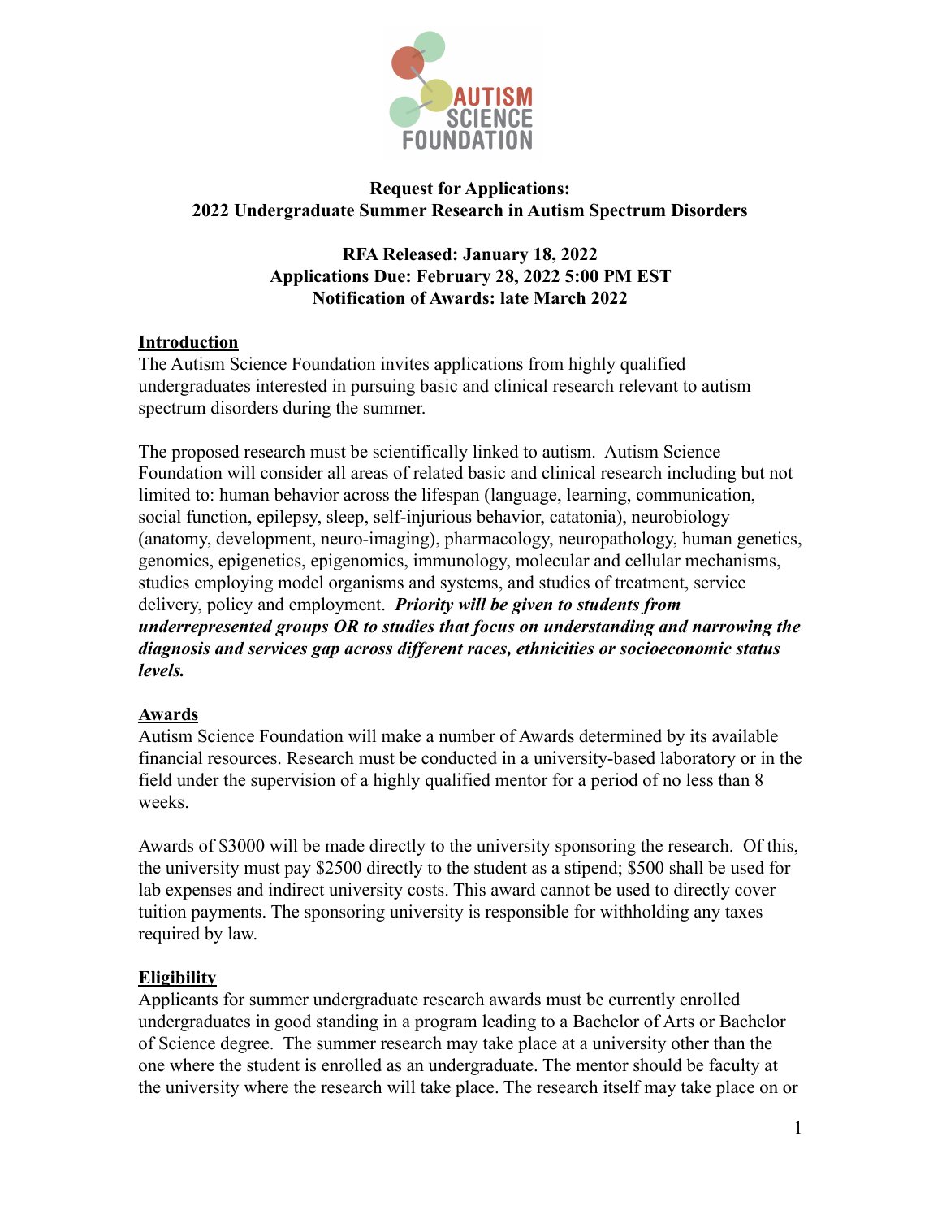**Request for Applications:**
**2022 Undergraduate Summer Research in Autism Spectrum Disorders**

**RFA Released: January 18, 2022**
**Applications Due: February 28, 2022 5:00 PM EST**
**Notification of Awards: late March 2022**

## Introduction

The Autism Science Foundation invites applications from highly qualified undergraduates interested in pursuing basic and clinical research relevant to autism spectrum disorders during the summer.

The proposed research must be scientifically linked to autism. Autism Science Foundation will consider all areas of related basic and clinical research including but not limited to: human behavior across the lifespan (language, learning, communication, social function, epilepsy, sleep, self-injurious behavior, catatonia), neurobiology (anatomy, development, neuro-imaging), pharmacology, neuropathology, human genetics, genomics, epigenetics, epigenomics, immunology, molecular and cellular mechanisms, studies employing model organisms and systems, and studies of treatment, service delivery, policy and employment. ***Priority will be given to students from underrepresented groups OR to studies that focus on understanding and narrowing the diagnosis and services gap across different races, ethnicities or socioeconomic status levels.***

## Awards

Autism Science Foundation will make a number of Awards determined by its available financial resources. Research must be conducted in a university-based laboratory or in the field under the supervision of a highly qualified mentor for a period of no less than 8 weeks.

Awards of $3000 will be made directly to the university sponsoring the research. Of this, the university must pay $2500 directly to the student as a stipend; $500 shall be used for lab expenses and indirect university costs. This award cannot be used to directly cover tuition payments. The sponsoring university is responsible for withholding any taxes required by law.

## Eligibility

Applicants for summer undergraduate research awards must be currently enrolled undergraduates in good standing in a program leading to a Bachelor of Arts or Bachelor of Science degree. The summer research may take place at a university other than the one where the student is enrolled as an undergraduate. The mentor should be faculty at the university where the research will take place. The research itself may take place on or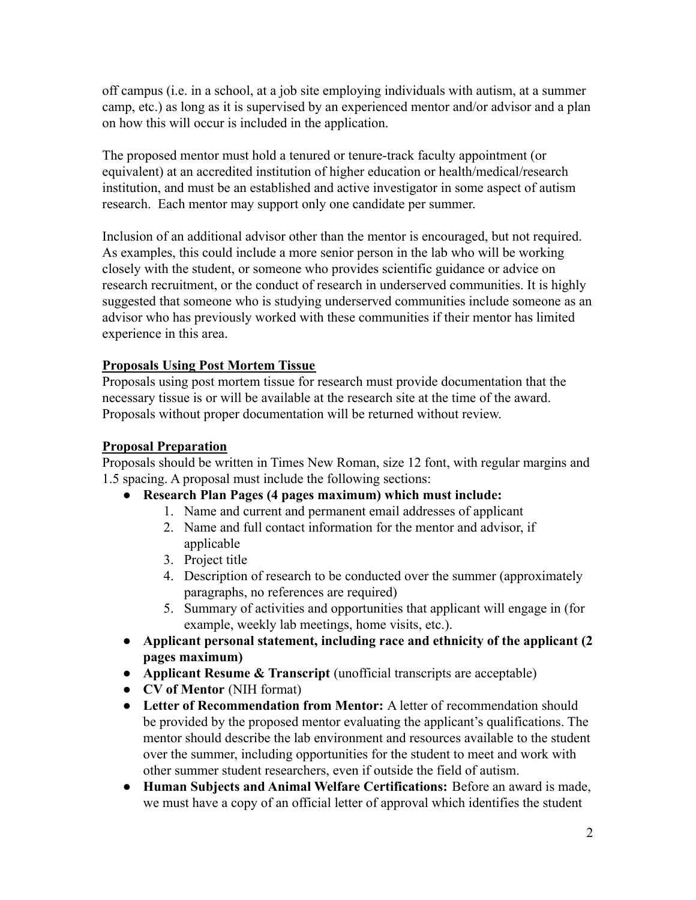off campus (i.e. in a school, at a job site employing individuals with autism, at a summer camp, etc.) as long as it is supervised by an experienced mentor and/or advisor and a plan on how this will occur is included in the application.

The proposed mentor must hold a tenured or tenure-track faculty appointment (or equivalent) at an accredited institution of higher education or health/medical/research institution, and must be an established and active investigator in some aspect of autism research. Each mentor may support only one candidate per summer.

Inclusion of an additional advisor other than the mentor is encouraged, but not required. As examples, this could include a more senior person in the lab who will be working closely with the student, or someone who provides scientific guidance or advice on research recruitment, or the conduct of research in underserved communities. It is highly suggested that someone who is studying underserved communities include someone as an advisor who has previously worked with these communities if their mentor has limited experience in this area.

**Proposals Using Post Mortem Tissue**

Proposals using post mortem tissue for research must provide documentation that the necessary tissue is or will be available at the research site at the time of the award. Proposals without proper documentation will be returned without review.

**Proposal Preparation**

Proposals should be written in Times New Roman, size 12 font, with regular margins and 1.5 spacing. A proposal must include the following sections:

- **Research Plan Pages (4 pages maximum) which must include:**
    1. Name and current and permanent email addresses of applicant
    2. Name and full contact information for the mentor and advisor, if applicable
    3. Project title
    4. Description of research to be conducted over the summer (approximately paragraphs, no references are required)
    5. Summary of activities and opportunities that applicant will engage in (for example, weekly lab meetings, home visits, etc.).
- **Applicant personal statement, including race and ethnicity of the applicant (2 pages maximum)**
- **Applicant Resume & Transcript** (unofficial transcripts are acceptable)
- **CV of Mentor** (NIH format)
- **Letter of Recommendation from Mentor:** A letter of recommendation should be provided by the proposed mentor evaluating the applicant's qualifications. The mentor should describe the lab environment and resources available to the student over the summer, including opportunities for the student to meet and work with other summer student researchers, even if outside the field of autism.
- **Human Subjects and Animal Welfare Certifications:** Before an award is made, we must have a copy of an official letter of approval which identifies the student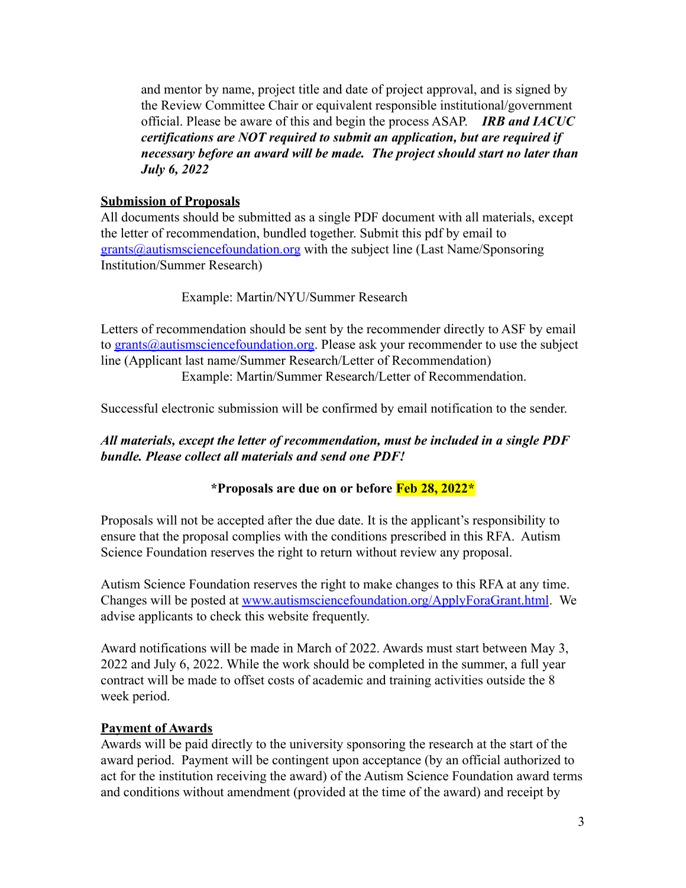and mentor by name, project title and date of project approval, and is signed by the Review Committee Chair or equivalent responsible institutional/government official. Please be aware of this and begin the process ASAP. ***IRB and IACUC certifications are NOT required to submit an application, but are required if necessary before an award will be made. The project should start no later than July 6, 2022***

**<u>Submission of Proposals</u>**

All documents should be submitted as a single PDF document with all materials, except the letter of recommendation, bundled together. Submit this pdf by email to grants@autismsciencefoundation.org with the subject line (Last Name/Sponsoring Institution/Summer Research)

Example: Martin/NYU/Summer Research

Letters of recommendation should be sent by the recommender directly to ASF by email to grants@autismsciencefoundation.org. Please ask your recommender to use the subject line (Applicant last name/Summer Research/Letter of Recommendation)

Example: Martin/Summer Research/Letter of Recommendation.

Successful electronic submission will be confirmed by email notification to the sender.

***All materials, except the letter of recommendation, must be included in a single PDF bundle. Please collect all materials and send one PDF!***

**\*Proposals are due on or before Feb 28, 2022\***

Proposals will not be accepted after the due date. It is the applicant's responsibility to ensure that the proposal complies with the conditions prescribed in this RFA. Autism Science Foundation reserves the right to return without review any proposal.

Autism Science Foundation reserves the right to make changes to this RFA at any time. Changes will be posted at www.autismsciencefoundation.org/ApplyForaGrant.html. We advise applicants to check this website frequently.

Award notifications will be made in March of 2022. Awards must start between May 3, 2022 and July 6, 2022. While the work should be completed in the summer, a full year contract will be made to offset costs of academic and training activities outside the 8 week period.

**<u>Payment of Awards</u>**

Awards will be paid directly to the university sponsoring the research at the start of the award period. Payment will be contingent upon acceptance (by an official authorized to act for the institution receiving the award) of the Autism Science Foundation award terms and conditions without amendment (provided at the time of the award) and receipt by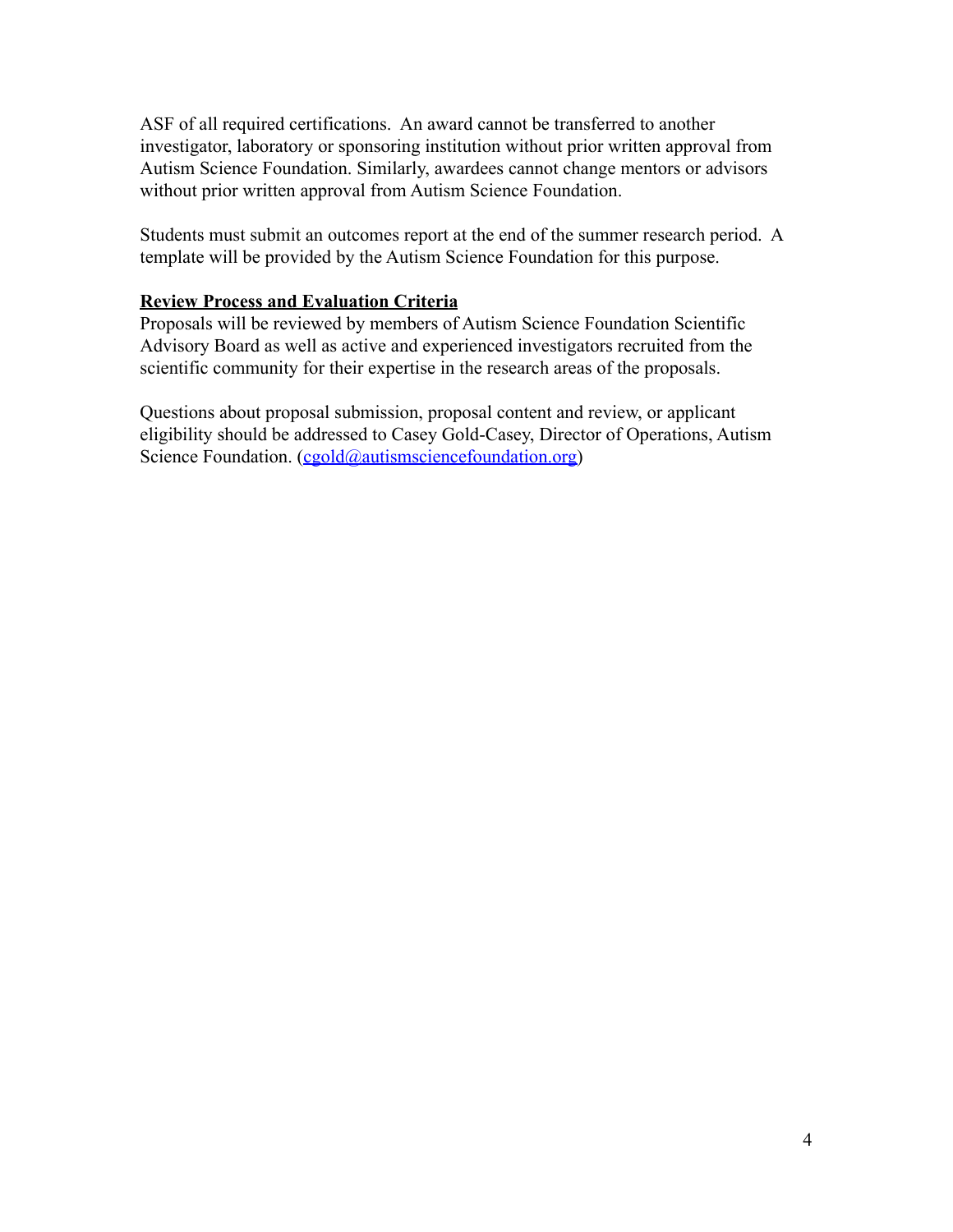ASF of all required certifications. An award cannot be transferred to another investigator, laboratory or sponsoring institution without prior written approval from Autism Science Foundation. Similarly, awardees cannot change mentors or advisors without prior written approval from Autism Science Foundation.

Students must submit an outcomes report at the end of the summer research period. A template will be provided by the Autism Science Foundation for this purpose.

**Review Process and Evaluation Criteria**

Proposals will be reviewed by members of Autism Science Foundation Scientific Advisory Board as well as active and experienced investigators recruited from the scientific community for their expertise in the research areas of the proposals.

Questions about proposal submission, proposal content and review, or applicant eligibility should be addressed to Casey Gold-Casey, Director of Operations, Autism Science Foundation. (cgold@autismsciencefoundation.org)